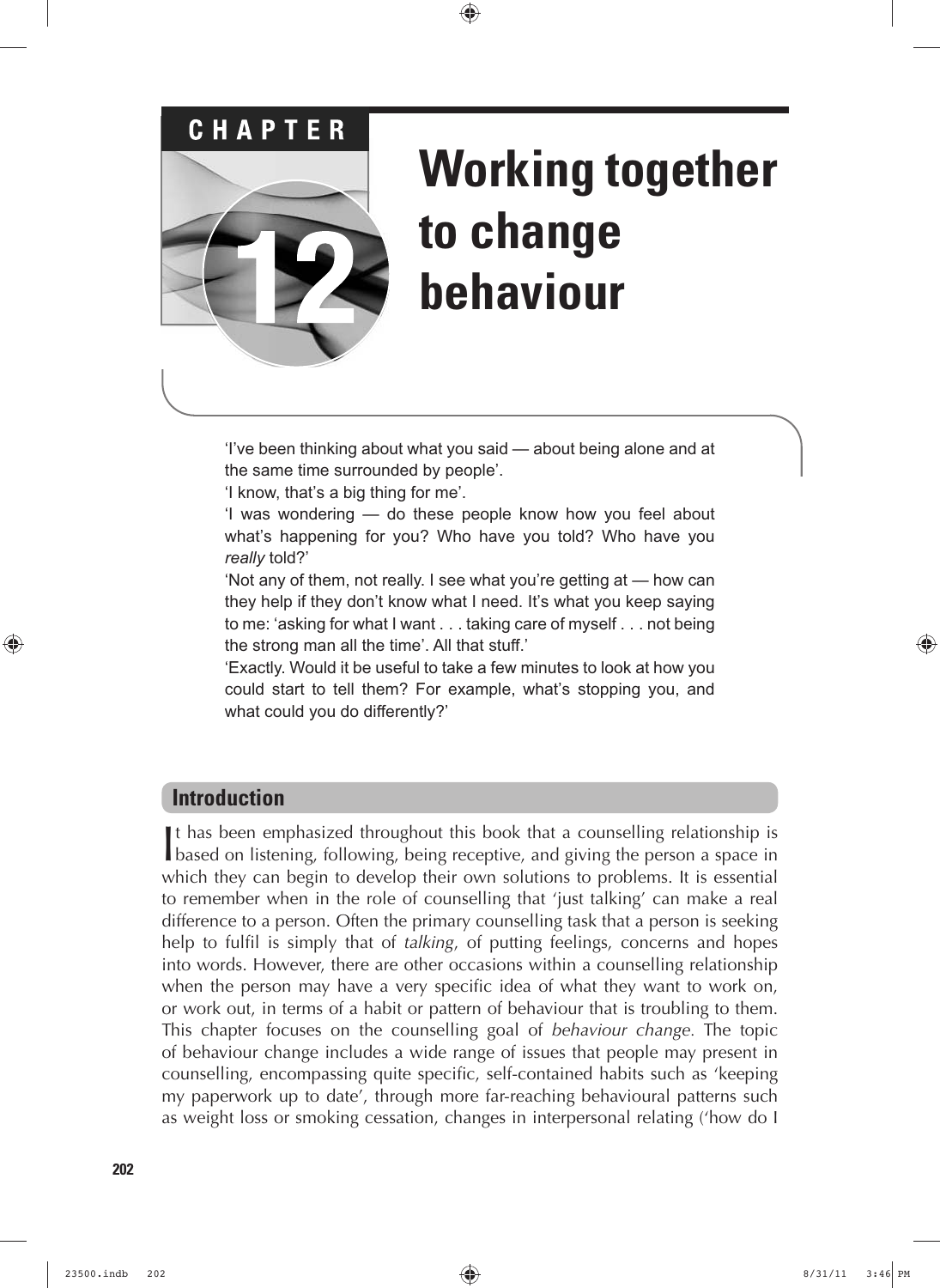# CHAPTER 12

# Working together to change behaviour

'I've been thinking about what you said — about being alone and at the same time surrounded by people'.

'I know, that's a big thing for me'.

'I was wondering — do these people know how you feel about what's happening for you? Who have you told? Who have you *really* told?'

'Not any of them, not really. I see what you're getting at — how can they help if they don't know what I need. It's what you keep saying to me: 'asking for what I want . . . taking care of myself . . . not being the strong man all the time'. All that stuff.'

'Exactly. Would it be useful to take a few minutes to look at how you could start to tell them? For example, what's stopping you, and what could you do differently?'

## Introduction

It has been emphasized throughout this book that a counselling relationship is based on listening, following, being receptive, and giving the person a space in which they can begin to develop their own solutions to problems. It is essential to remember when in the role of counselling that 'just talking' can make a real difference to a person. Often the primary counselling task that a person is seeking help to fulfil is simply that of *talking*, of putting feelings, concerns and hopes into words. However, there are other occasions within a counselling relationship when the person may have a very specific idea of what they want to work on, or work out, in terms of a habit or pattern of behaviour that is troubling to them. This chapter focuses on the counselling goal of *behaviour change.* The topic of behaviour change includes a wide range of issues that people may present in counselling, encompassing quite specific, self-contained habits such as 'keeping my paperwork up to date', through more far-reaching behavioural patterns such as weight loss or smoking cessation, changes in interpersonal relating ('how do I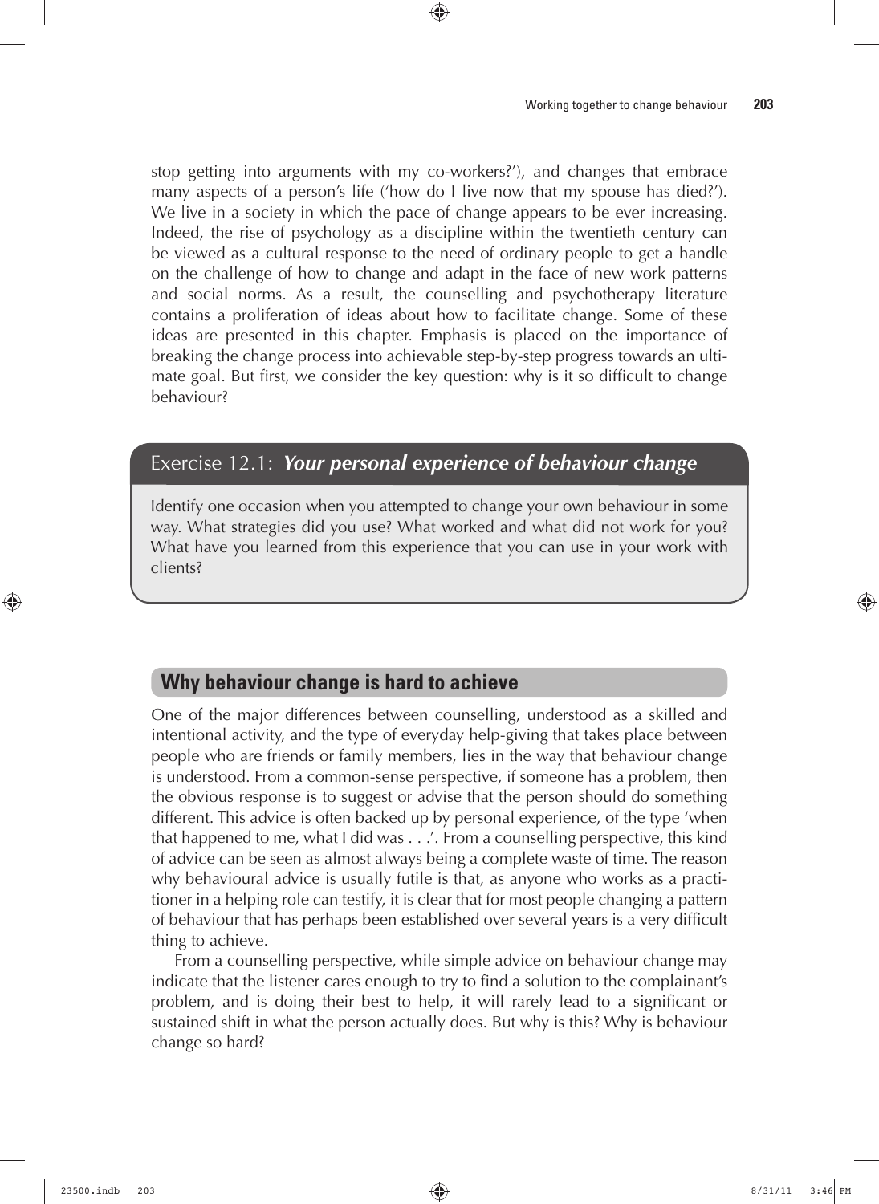stop getting into arguments with my co-workers?'), and changes that embrace many aspects of a person's life ('how do I live now that my spouse has died?'). We live in a society in which the pace of change appears to be ever increasing. Indeed, the rise of psychology as a discipline within the twentieth century can be viewed as a cultural response to the need of ordinary people to get a handle on the challenge of how to change and adapt in the face of new work patterns and social norms. As a result, the counselling and psychotherapy literature contains a proliferation of ideas about how to facilitate change. Some of these ideas are presented in this chapter. Emphasis is placed on the importance of breaking the change process into achievable step-by-step progress towards an ultimate goal. But first, we consider the key question: why is it so difficult to change behaviour?

### Exercise 12.1: *Your personal experience of behaviour change*

Identify one occasion when you attempted to change your own behaviour in some way. What strategies did you use? What worked and what did not work for you? What have you learned from this experience that you can use in your work with clients?

## Why behaviour change is hard to achieve

One of the major differences between counselling, understood as a skilled and intentional activity, and the type of everyday help-giving that takes place between people who are friends or family members, lies in the way that behaviour change is understood. From a common-sense perspective, if someone has a problem, then the obvious response is to suggest or advise that the person should do something different. This advice is often backed up by personal experience, of the type 'when that happened to me, what I did was . . .'. From a counselling perspective, this kind of advice can be seen as almost always being a complete waste of time. The reason why behavioural advice is usually futile is that, as anyone who works as a practitioner in a helping role can testify, it is clear that for most people changing a pattern of behaviour that has perhaps been established over several years is a very difficult thing to achieve.

From a counselling perspective, while simple advice on behaviour change may indicate that the listener cares enough to try to find a solution to the complainant's problem, and is doing their best to help, it will rarely lead to a significant or sustained shift in what the person actually does. But why is this? Why is behaviour change so hard?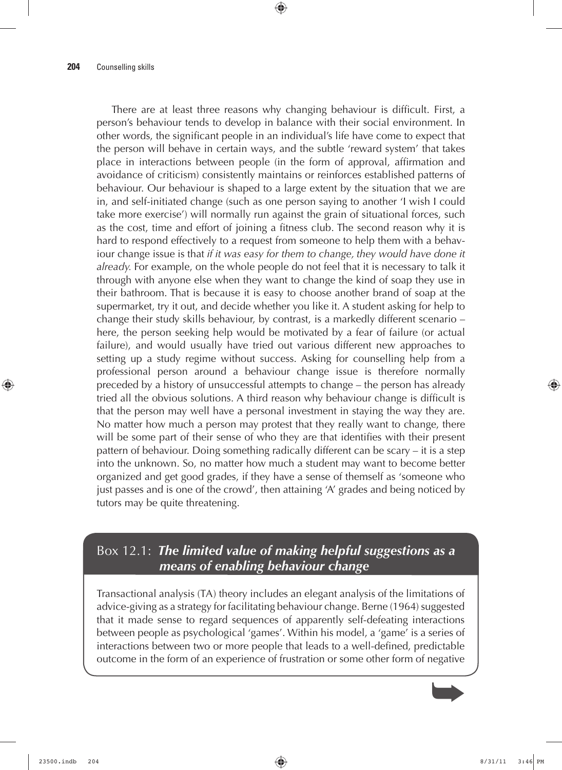There are at least three reasons why changing behaviour is difficult. First, a person's behaviour tends to develop in balance with their social environment. In other words, the significant people in an individual's life have come to expect that the person will behave in certain ways, and the subtle 'reward system' that takes place in interactions between people (in the form of approval, affirmation and avoidance of criticism) consistently maintains or reinforces established patterns of behaviour. Our behaviour is shaped to a large extent by the situation that we are in, and self-initiated change (such as one person saying to another 'I wish I could take more exercise') will normally run against the grain of situational forces, such as the cost, time and effort of joining a fitness club. The second reason why it is hard to respond effectively to a request from someone to help them with a behaviour change issue is that *if it was easy for them to change, they would have done it already*. For example, on the whole people do not feel that it is necessary to talk it through with anyone else when they want to change the kind of soap they use in their bathroom. That is because it is easy to choose another brand of soap at the supermarket, try it out, and decide whether you like it. A student asking for help to change their study skills behaviour, by contrast, is a markedly different scenario – here, the person seeking help would be motivated by a fear of failure (or actual failure), and would usually have tried out various different new approaches to setting up a study regime without success. Asking for counselling help from a professional person around a behaviour change issue is therefore normally preceded by a history of unsuccessful attempts to change – the person has already tried all the obvious solutions. A third reason why behaviour change is difficult is that the person may well have a personal investment in staying the way they are. No matter how much a person may protest that they really want to change, there will be some part of their sense of who they are that identifies with their present pattern of behaviour. Doing something radically different can be scary – it is a step into the unknown. So, no matter how much a student may want to become better organized and get good grades, if they have a sense of themself as 'someone who just passes and is one of the crowd', then attaining 'A' grades and being noticed by tutors may be quite threatening.

## Box 12.1: *The limited value of making helpful suggestions as a means of enabling behaviour change*

Transactional analysis (TA) theory includes an elegant analysis of the limitations of advice-giving as a strategy for facilitating behaviour change. Berne (1964) suggested that it made sense to regard sequences of apparently self-defeating interactions between people as psychological 'games'. Within his model, a 'game' is a series of interactions between two or more people that leads to a well-defined, predictable outcome in the form of an experience of frustration or some other form of negative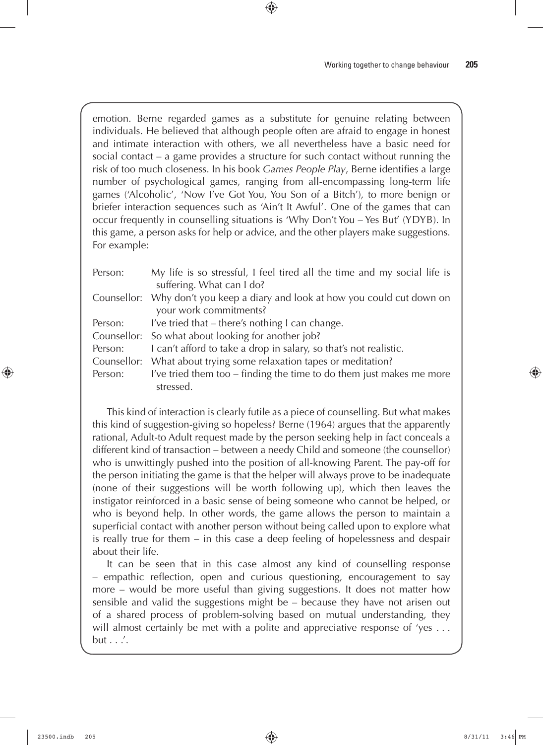emotion. Berne regarded games as a substitute for genuine relating between individuals. He believed that although people often are afraid to engage in honest and intimate interaction with others, we all nevertheless have a basic need for social contact – a game provides a structure for such contact without running the risk of too much closeness. In his book *Games People Play*, Berne identifies a large number of psychological games, ranging from all-encompassing long-term life games ('Alcoholic', 'Now I've Got You, You Son of a Bitch'), to more benign or briefer interaction sequences such as 'Ain't It Awful'. One of the games that can occur frequently in counselling situations is 'Why Don't You – Yes But' (YDYB). In this game, a person asks for help or advice, and the other players make suggestions. For example:

| | |
|---|---|
| Person: | My life is so stressful, I feel tired all the time and my social life is suffering. What can I do? |
| Counsellor: | Why don't you keep a diary and look at how you could cut down on your work commitments? |
| Person: | I've tried that – there's nothing I can change. |
| Counsellor: | So what about looking for another job? |
| Person: | I can't afford to take a drop in salary, so that's not realistic. |
| Counsellor: | What about trying some relaxation tapes or meditation? |
| Person: | I've tried them too – finding the time to do them just makes me more stressed. |

This kind of interaction is clearly futile as a piece of counselling. But what makes this kind of suggestion-giving so hopeless? Berne (1964) argues that the apparently rational, Adult-to Adult request made by the person seeking help in fact conceals a different kind of transaction – between a needy Child and someone (the counsellor) who is unwittingly pushed into the position of all-knowing Parent. The pay-off for the person initiating the game is that the helper will always prove to be inadequate (none of their suggestions will be worth following up), which then leaves the instigator reinforced in a basic sense of being someone who cannot be helped, or who is beyond help. In other words, the game allows the person to maintain a superficial contact with another person without being called upon to explore what is really true for them – in this case a deep feeling of hopelessness and despair about their life.

It can be seen that in this case almost any kind of counselling response – empathic reflection, open and curious questioning, encouragement to say more – would be more useful than giving suggestions. It does not matter how sensible and valid the suggestions might be – because they have not arisen out of a shared process of problem-solving based on mutual understanding, they will almost certainly be met with a polite and appreciative response of 'yes . . . but . . .'.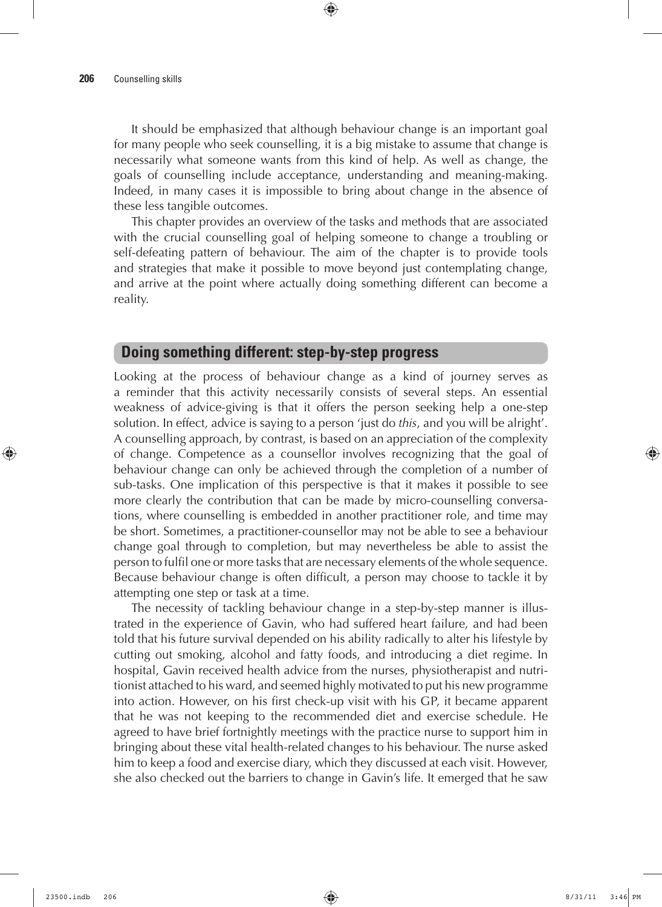It should be emphasized that although behaviour change is an important goal for many people who seek counselling, it is a big mistake to assume that change is necessarily what someone wants from this kind of help. As well as change, the goals of counselling include acceptance, understanding and meaning-making. Indeed, in many cases it is impossible to bring about change in the absence of these less tangible outcomes.

This chapter provides an overview of the tasks and methods that are associated with the crucial counselling goal of helping someone to change a troubling or self-defeating pattern of behaviour. The aim of the chapter is to provide tools and strategies that make it possible to move beyond just contemplating change, and arrive at the point where actually doing something different can become a reality.

## Doing something different: step-by-step progress

Looking at the process of behaviour change as a kind of journey serves as a reminder that this activity necessarily consists of several steps. An essential weakness of advice-giving is that it offers the person seeking help a one-step solution. In effect, advice is saying to a person 'just do *this*, and you will be alright'. A counselling approach, by contrast, is based on an appreciation of the complexity of change. Competence as a counsellor involves recognizing that the goal of behaviour change can only be achieved through the completion of a number of sub-tasks. One implication of this perspective is that it makes it possible to see more clearly the contribution that can be made by micro-counselling conversations, where counselling is embedded in another practitioner role, and time may be short. Sometimes, a practitioner-counsellor may not be able to see a behaviour change goal through to completion, but may nevertheless be able to assist the person to fulfil one or more tasks that are necessary elements of the whole sequence. Because behaviour change is often difficult, a person may choose to tackle it by attempting one step or task at a time.

The necessity of tackling behaviour change in a step-by-step manner is illustrated in the experience of Gavin, who had suffered heart failure, and had been told that his future survival depended on his ability radically to alter his lifestyle by cutting out smoking, alcohol and fatty foods, and introducing a diet regime. In hospital, Gavin received health advice from the nurses, physiotherapist and nutritionist attached to his ward, and seemed highly motivated to put his new programme into action. However, on his first check-up visit with his GP, it became apparent that he was not keeping to the recommended diet and exercise schedule. He agreed to have brief fortnightly meetings with the practice nurse to support him in bringing about these vital health-related changes to his behaviour. The nurse asked him to keep a food and exercise diary, which they discussed at each visit. However, she also checked out the barriers to change in Gavin's life. It emerged that he saw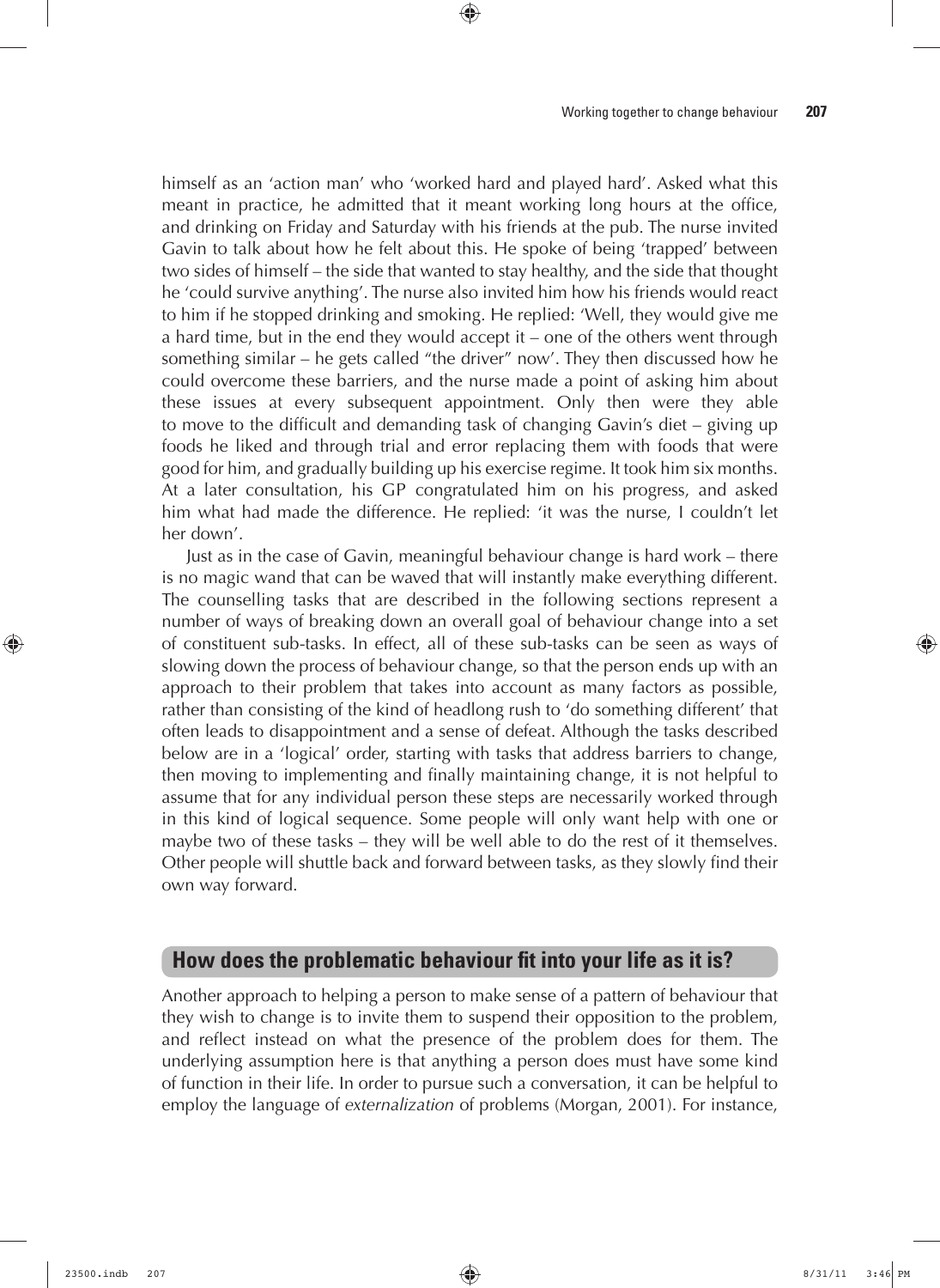himself as an 'action man' who 'worked hard and played hard'. Asked what this meant in practice, he admitted that it meant working long hours at the office, and drinking on Friday and Saturday with his friends at the pub. The nurse invited Gavin to talk about how he felt about this. He spoke of being 'trapped' between two sides of himself – the side that wanted to stay healthy, and the side that thought he 'could survive anything'. The nurse also invited him how his friends would react to him if he stopped drinking and smoking. He replied: 'Well, they would give me a hard time, but in the end they would accept it – one of the others went through something similar – he gets called "the driver" now'. They then discussed how he could overcome these barriers, and the nurse made a point of asking him about these issues at every subsequent appointment. Only then were they able to move to the difficult and demanding task of changing Gavin's diet – giving up foods he liked and through trial and error replacing them with foods that were good for him, and gradually building up his exercise regime. It took him six months. At a later consultation, his GP congratulated him on his progress, and asked him what had made the difference. He replied: 'it was the nurse, I couldn't let her down'.

Just as in the case of Gavin, meaningful behaviour change is hard work – there is no magic wand that can be waved that will instantly make everything different. The counselling tasks that are described in the following sections represent a number of ways of breaking down an overall goal of behaviour change into a set of constituent sub-tasks. In effect, all of these sub-tasks can be seen as ways of slowing down the process of behaviour change, so that the person ends up with an approach to their problem that takes into account as many factors as possible, rather than consisting of the kind of headlong rush to 'do something different' that often leads to disappointment and a sense of defeat. Although the tasks described below are in a 'logical' order, starting with tasks that address barriers to change, then moving to implementing and finally maintaining change, it is not helpful to assume that for any individual person these steps are necessarily worked through in this kind of logical sequence. Some people will only want help with one or maybe two of these tasks – they will be well able to do the rest of it themselves. Other people will shuttle back and forward between tasks, as they slowly find their own way forward.

## How does the problematic behaviour fit into your life as it is?

Another approach to helping a person to make sense of a pattern of behaviour that they wish to change is to invite them to suspend their opposition to the problem, and reflect instead on what the presence of the problem does for them. The underlying assumption here is that anything a person does must have some kind of function in their life. In order to pursue such a conversation, it can be helpful to employ the language of *externalization* of problems (Morgan, 2001). For instance,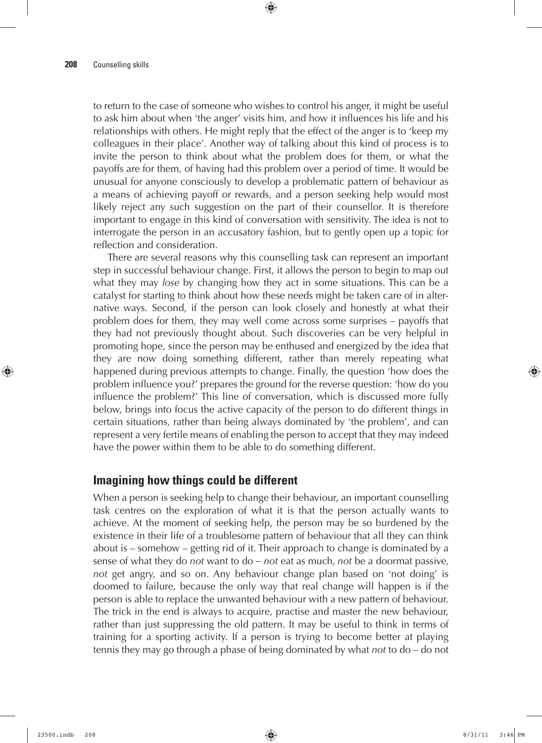to return to the case of someone who wishes to control his anger, it might be useful to ask him about when 'the anger' visits him, and how it influences his life and his relationships with others. He might reply that the effect of the anger is to 'keep my colleagues in their place'. Another way of talking about this kind of process is to invite the person to think about what the problem does for them, or what the payoffs are for them, of having had this problem over a period of time. It would be unusual for anyone consciously to develop a problematic pattern of behaviour as a means of achieving payoff or rewards, and a person seeking help would most likely reject any such suggestion on the part of their counsellor. It is therefore important to engage in this kind of conversation with sensitivity. The idea is not to interrogate the person in an accusatory fashion, but to gently open up a topic for reflection and consideration.

There are several reasons why this counselling task can represent an important step in successful behaviour change. First, it allows the person to begin to map out what they may *lose* by changing how they act in some situations. This can be a catalyst for starting to think about how these needs might be taken care of in alternative ways. Second, if the person can look closely and honestly at what their problem does for them, they may well come across some surprises – payoffs that they had not previously thought about. Such discoveries can be very helpful in promoting hope, since the person may be enthused and energized by the idea that they are now doing something different, rather than merely repeating what happened during previous attempts to change. Finally, the question 'how does the problem influence you?' prepares the ground for the reverse question: 'how do you influence the problem?' This line of conversation, which is discussed more fully below, brings into focus the active capacity of the person to do different things in certain situations, rather than being always dominated by 'the problem', and can represent a very fertile means of enabling the person to accept that they may indeed have the power within them to be able to do something different.

## Imagining how things could be different

When a person is seeking help to change their behaviour, an important counselling task centres on the exploration of what it is that the person actually wants to achieve. At the moment of seeking help, the person may be so burdened by the existence in their life of a troublesome pattern of behaviour that all they can think about is – somehow – getting rid of it. Their approach to change is dominated by a sense of what they do *not* want to do – *not* eat as much, *not* be a doormat passive, *not* get angry, and so on. Any behaviour change plan based on 'not doing' is doomed to failure, because the only way that real change will happen is if the person is able to replace the unwanted behaviour with a new pattern of behaviour. The trick in the end is always to acquire, practise and master the new behaviour, rather than just suppressing the old pattern. It may be useful to think in terms of training for a sporting activity. If a person is trying to become better at playing tennis they may go through a phase of being dominated by what *not* to do – do not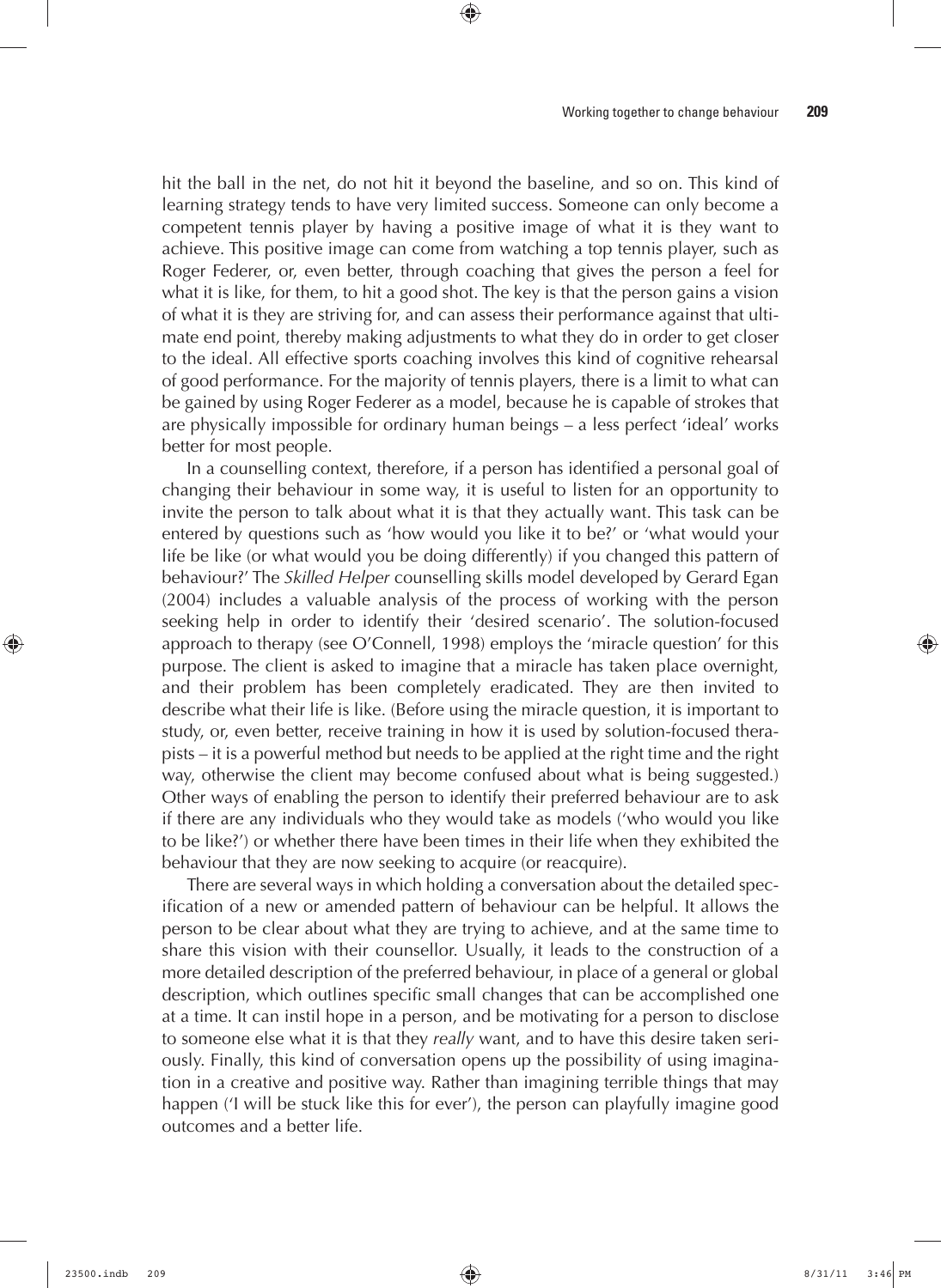hit the ball in the net, do not hit it beyond the baseline, and so on. This kind of learning strategy tends to have very limited success. Someone can only become a competent tennis player by having a positive image of what it is they want to achieve. This positive image can come from watching a top tennis player, such as Roger Federer, or, even better, through coaching that gives the person a feel for what it is like, for them, to hit a good shot. The key is that the person gains a vision of what it is they are striving for, and can assess their performance against that ultimate end point, thereby making adjustments to what they do in order to get closer to the ideal. All effective sports coaching involves this kind of cognitive rehearsal of good performance. For the majority of tennis players, there is a limit to what can be gained by using Roger Federer as a model, because he is capable of strokes that are physically impossible for ordinary human beings – a less perfect 'ideal' works better for most people.

In a counselling context, therefore, if a person has identified a personal goal of changing their behaviour in some way, it is useful to listen for an opportunity to invite the person to talk about what it is that they actually want. This task can be entered by questions such as 'how would you like it to be?' or 'what would your life be like (or what would you be doing differently) if you changed this pattern of behaviour?' The *Skilled Helper* counselling skills model developed by Gerard Egan (2004) includes a valuable analysis of the process of working with the person seeking help in order to identify their 'desired scenario'. The solution-focused approach to therapy (see O'Connell, 1998) employs the 'miracle question' for this purpose. The client is asked to imagine that a miracle has taken place overnight, and their problem has been completely eradicated. They are then invited to describe what their life is like. (Before using the miracle question, it is important to study, or, even better, receive training in how it is used by solution-focused therapists – it is a powerful method but needs to be applied at the right time and the right way, otherwise the client may become confused about what is being suggested.) Other ways of enabling the person to identify their preferred behaviour are to ask if there are any individuals who they would take as models ('who would you like to be like?') or whether there have been times in their life when they exhibited the behaviour that they are now seeking to acquire (or reacquire).

There are several ways in which holding a conversation about the detailed specification of a new or amended pattern of behaviour can be helpful. It allows the person to be clear about what they are trying to achieve, and at the same time to share this vision with their counsellor. Usually, it leads to the construction of a more detailed description of the preferred behaviour, in place of a general or global description, which outlines specific small changes that can be accomplished one at a time. It can instil hope in a person, and be motivating for a person to disclose to someone else what it is that they *really* want, and to have this desire taken seriously. Finally, this kind of conversation opens up the possibility of using imagination in a creative and positive way. Rather than imagining terrible things that may happen ('I will be stuck like this for ever'), the person can playfully imagine good outcomes and a better life.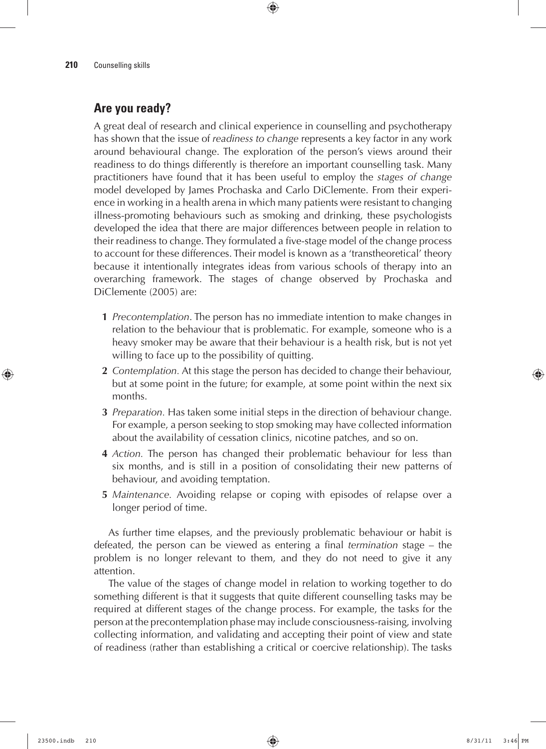## Are you ready?

A great deal of research and clinical experience in counselling and psychotherapy has shown that the issue of *readiness to change* represents a key factor in any work around behavioural change. The exploration of the person's views around their readiness to do things differently is therefore an important counselling task. Many practitioners have found that it has been useful to employ the *stages of change* model developed by James Prochaska and Carlo DiClemente. From their experience in working in a health arena in which many patients were resistant to changing illness-promoting behaviours such as smoking and drinking, these psychologists developed the idea that there are major differences between people in relation to their readiness to change. They formulated a five-stage model of the change process to account for these differences. Their model is known as a 'transtheoretical' theory because it intentionally integrates ideas from various schools of therapy into an overarching framework. The stages of change observed by Prochaska and DiClemente (2005) are:

1. *Precontemplation*. The person has no immediate intention to make changes in relation to the behaviour that is problematic. For example, someone who is a heavy smoker may be aware that their behaviour is a health risk, but is not yet willing to face up to the possibility of quitting.
2. *Contemplation*. At this stage the person has decided to change their behaviour, but at some point in the future; for example, at some point within the next six months.
3. *Preparation*. Has taken some initial steps in the direction of behaviour change. For example, a person seeking to stop smoking may have collected information about the availability of cessation clinics, nicotine patches, and so on.
4. *Action*. The person has changed their problematic behaviour for less than six months, and is still in a position of consolidating their new patterns of behaviour, and avoiding temptation.
5. *Maintenance*. Avoiding relapse or coping with episodes of relapse over a longer period of time.

As further time elapses, and the previously problematic behaviour or habit is defeated, the person can be viewed as entering a final *termination* stage – the problem is no longer relevant to them, and they do not need to give it any attention.

The value of the stages of change model in relation to working together to do something different is that it suggests that quite different counselling tasks may be required at different stages of the change process. For example, the tasks for the person at the precontemplation phase may include consciousness-raising, involving collecting information, and validating and accepting their point of view and state of readiness (rather than establishing a critical or coercive relationship). The tasks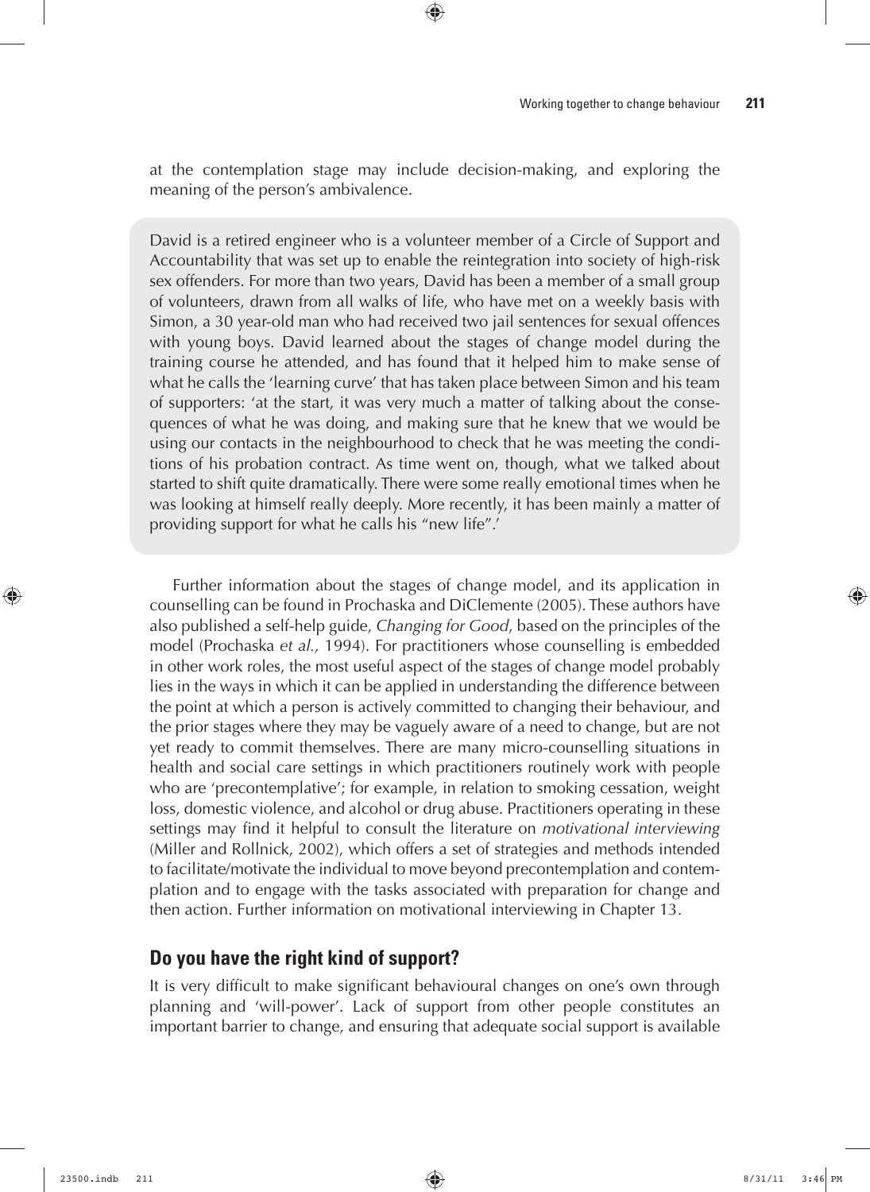at the contemplation stage may include decision-making, and exploring the meaning of the person's ambivalence.

> David is a retired engineer who is a volunteer member of a Circle of Support and Accountability that was set up to enable the reintegration into society of high-risk sex offenders. For more than two years, David has been a member of a small group of volunteers, drawn from all walks of life, who have met on a weekly basis with Simon, a 30 year-old man who had received two jail sentences for sexual offences with young boys. David learned about the stages of change model during the training course he attended, and has found that it helped him to make sense of what he calls the 'learning curve' that has taken place between Simon and his team of supporters: 'at the start, it was very much a matter of talking about the consequences of what he was doing, and making sure that he knew that we would be using our contacts in the neighbourhood to check that he was meeting the conditions of his probation contract. As time went on, though, what we talked about started to shift quite dramatically. There were some really emotional times when he was looking at himself really deeply. More recently, it has been mainly a matter of providing support for what he calls his "new life".'

Further information about the stages of change model, and its application in counselling can be found in Prochaska and DiClemente (2005). These authors have also published a self-help guide, *Changing for Good*, based on the principles of the model (Prochaska *et al.,* 1994). For practitioners whose counselling is embedded in other work roles, the most useful aspect of the stages of change model probably lies in the ways in which it can be applied in understanding the difference between the point at which a person is actively committed to changing their behaviour, and the prior stages where they may be vaguely aware of a need to change, but are not yet ready to commit themselves. There are many micro-counselling situations in health and social care settings in which practitioners routinely work with people who are 'precontemplative'; for example, in relation to smoking cessation, weight loss, domestic violence, and alcohol or drug abuse. Practitioners operating in these settings may find it helpful to consult the literature on *motivational interviewing* (Miller and Rollnick, 2002), which offers a set of strategies and methods intended to facilitate/motivate the individual to move beyond precontemplation and contemplation and to engage with the tasks associated with preparation for change and then action. Further information on motivational interviewing in Chapter 13.

## Do you have the right kind of support?

It is very difficult to make significant behavioural changes on one's own through planning and 'will-power'. Lack of support from other people constitutes an important barrier to change, and ensuring that adequate social support is available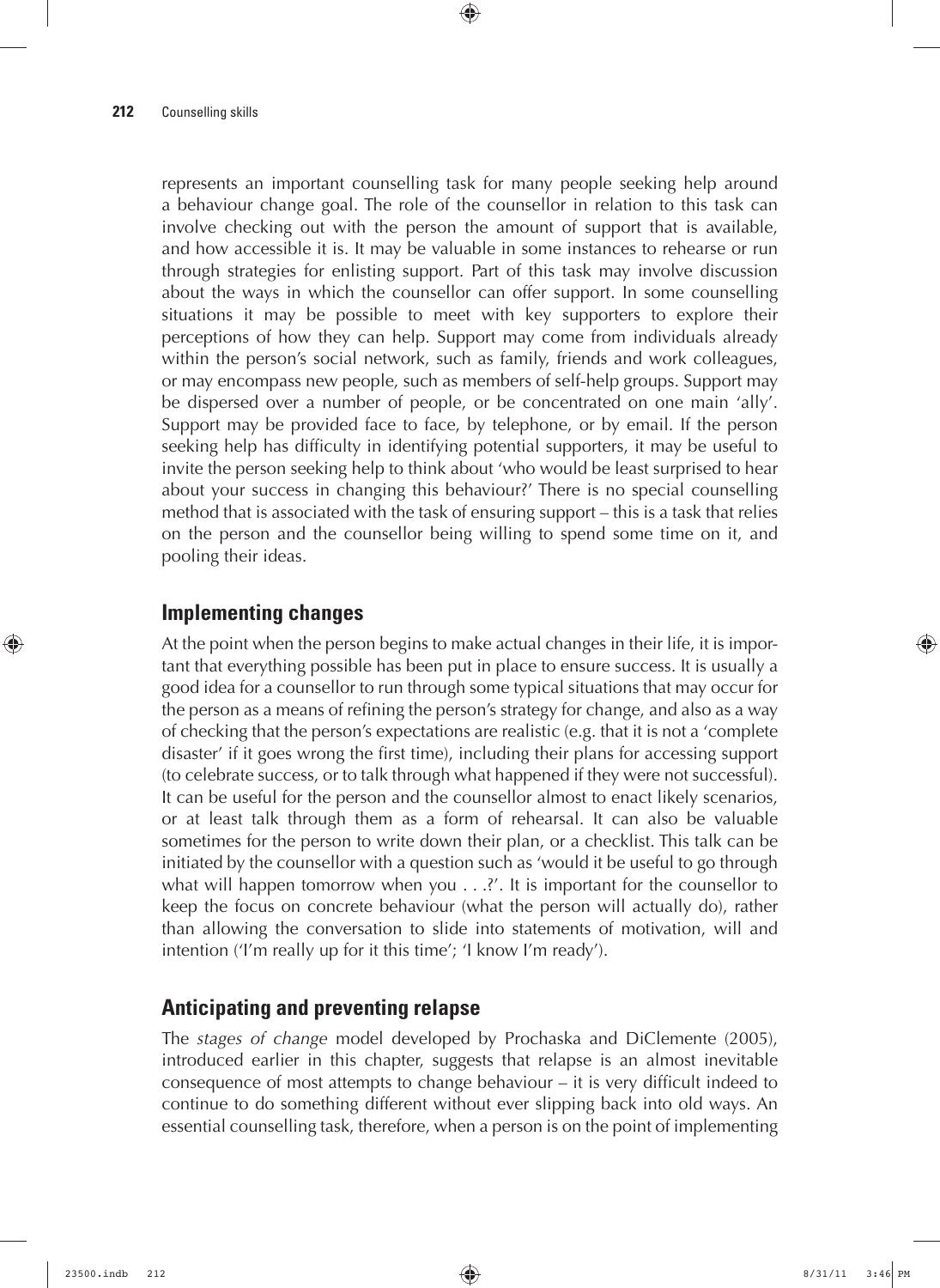represents an important counselling task for many people seeking help around a behaviour change goal. The role of the counsellor in relation to this task can involve checking out with the person the amount of support that is available, and how accessible it is. It may be valuable in some instances to rehearse or run through strategies for enlisting support. Part of this task may involve discussion about the ways in which the counsellor can offer support. In some counselling situations it may be possible to meet with key supporters to explore their perceptions of how they can help. Support may come from individuals already within the person's social network, such as family, friends and work colleagues, or may encompass new people, such as members of self-help groups. Support may be dispersed over a number of people, or be concentrated on one main 'ally'. Support may be provided face to face, by telephone, or by email. If the person seeking help has difficulty in identifying potential supporters, it may be useful to invite the person seeking help to think about 'who would be least surprised to hear about your success in changing this behaviour?' There is no special counselling method that is associated with the task of ensuring support – this is a task that relies on the person and the counsellor being willing to spend some time on it, and pooling their ideas.

## Implementing changes

At the point when the person begins to make actual changes in their life, it is important that everything possible has been put in place to ensure success. It is usually a good idea for a counsellor to run through some typical situations that may occur for the person as a means of refining the person's strategy for change, and also as a way of checking that the person's expectations are realistic (e.g. that it is not a 'complete disaster' if it goes wrong the first time), including their plans for accessing support (to celebrate success, or to talk through what happened if they were not successful). It can be useful for the person and the counsellor almost to enact likely scenarios, or at least talk through them as a form of rehearsal. It can also be valuable sometimes for the person to write down their plan, or a checklist. This talk can be initiated by the counsellor with a question such as 'would it be useful to go through what will happen tomorrow when you . . .?'. It is important for the counsellor to keep the focus on concrete behaviour (what the person will actually do), rather than allowing the conversation to slide into statements of motivation, will and intention ('I'm really up for it this time'; 'I know I'm ready').

## Anticipating and preventing relapse

The *stages of change* model developed by Prochaska and DiClemente (2005), introduced earlier in this chapter, suggests that relapse is an almost inevitable consequence of most attempts to change behaviour – it is very difficult indeed to continue to do something different without ever slipping back into old ways. An essential counselling task, therefore, when a person is on the point of implementing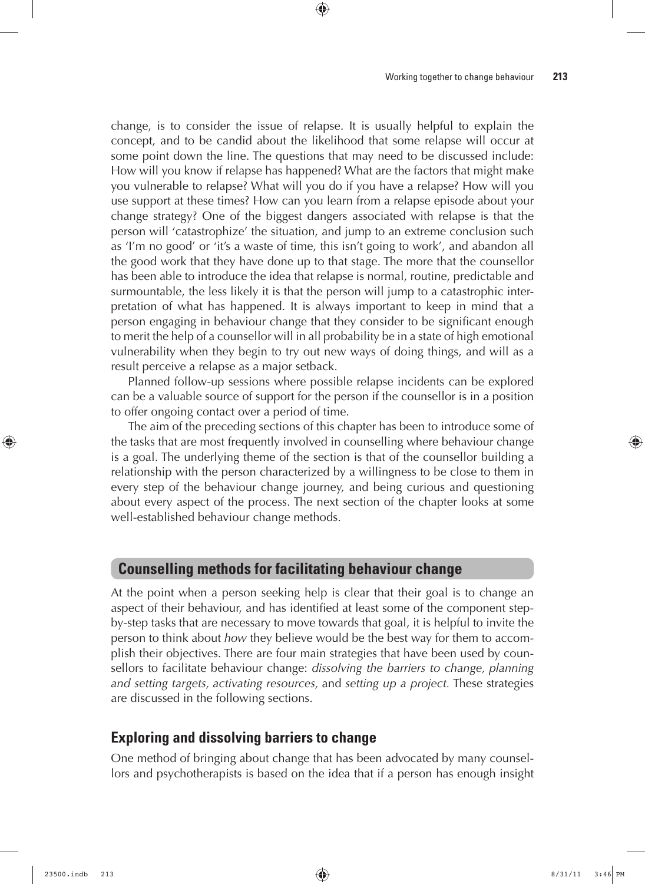change, is to consider the issue of relapse. It is usually helpful to explain the concept, and to be candid about the likelihood that some relapse will occur at some point down the line. The questions that may need to be discussed include: How will you know if relapse has happened? What are the factors that might make you vulnerable to relapse? What will you do if you have a relapse? How will you use support at these times? How can you learn from a relapse episode about your change strategy? One of the biggest dangers associated with relapse is that the person will 'catastrophize' the situation, and jump to an extreme conclusion such as 'I'm no good' or 'it's a waste of time, this isn't going to work', and abandon all the good work that they have done up to that stage. The more that the counsellor has been able to introduce the idea that relapse is normal, routine, predictable and surmountable, the less likely it is that the person will jump to a catastrophic interpretation of what has happened. It is always important to keep in mind that a person engaging in behaviour change that they consider to be significant enough to merit the help of a counsellor will in all probability be in a state of high emotional vulnerability when they begin to try out new ways of doing things, and will as a result perceive a relapse as a major setback.

Planned follow-up sessions where possible relapse incidents can be explored can be a valuable source of support for the person if the counsellor is in a position to offer ongoing contact over a period of time.

The aim of the preceding sections of this chapter has been to introduce some of the tasks that are most frequently involved in counselling where behaviour change is a goal. The underlying theme of the section is that of the counsellor building a relationship with the person characterized by a willingness to be close to them in every step of the behaviour change journey, and being curious and questioning about every aspect of the process. The next section of the chapter looks at some well-established behaviour change methods.

## Counselling methods for facilitating behaviour change

At the point when a person seeking help is clear that their goal is to change an aspect of their behaviour, and has identified at least some of the component step-by-step tasks that are necessary to move towards that goal, it is helpful to invite the person to think about *how* they believe would be the best way for them to accomplish their objectives. There are four main strategies that have been used by counsellors to facilitate behaviour change: *dissolving the barriers to change, planning and setting targets, activating resources,* and *setting up a project.* These strategies are discussed in the following sections.

### Exploring and dissolving barriers to change

One method of bringing about change that has been advocated by many counsellors and psychotherapists is based on the idea that if a person has enough insight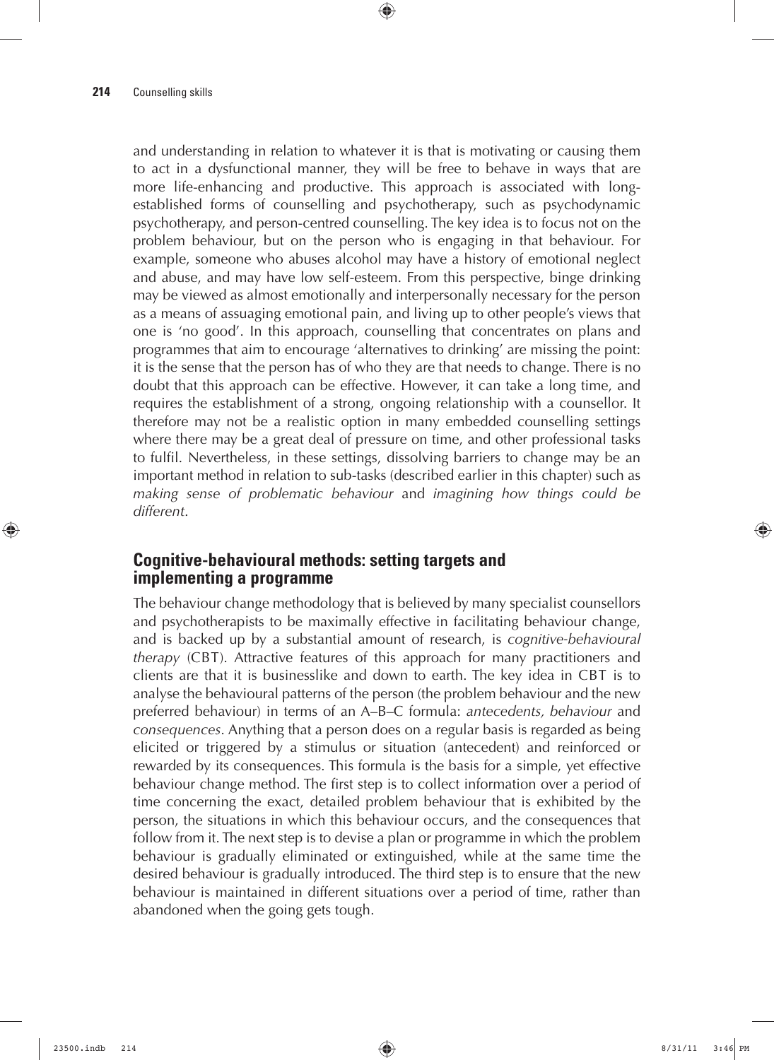and understanding in relation to whatever it is that is motivating or causing them to act in a dysfunctional manner, they will be free to behave in ways that are more life-enhancing and productive. This approach is associated with long-established forms of counselling and psychotherapy, such as psychodynamic psychotherapy, and person-centred counselling. The key idea is to focus not on the problem behaviour, but on the person who is engaging in that behaviour. For example, someone who abuses alcohol may have a history of emotional neglect and abuse, and may have low self-esteem. From this perspective, binge drinking may be viewed as almost emotionally and interpersonally necessary for the person as a means of assuaging emotional pain, and living up to other people's views that one is 'no good'. In this approach, counselling that concentrates on plans and programmes that aim to encourage 'alternatives to drinking' are missing the point: it is the sense that the person has of who they are that needs to change. There is no doubt that this approach can be effective. However, it can take a long time, and requires the establishment of a strong, ongoing relationship with a counsellor. It therefore may not be a realistic option in many embedded counselling settings where there may be a great deal of pressure on time, and other professional tasks to fulfil. Nevertheless, in these settings, dissolving barriers to change may be an important method in relation to sub-tasks (described earlier in this chapter) such as *making sense of problematic behaviour* and *imagining how things could be different*.

## Cognitive-behavioural methods: setting targets and implementing a programme

The behaviour change methodology that is believed by many specialist counsellors and psychotherapists to be maximally effective in facilitating behaviour change, and is backed up by a substantial amount of research, is *cognitive-behavioural therapy* (CBT). Attractive features of this approach for many practitioners and clients are that it is businesslike and down to earth. The key idea in CBT is to analyse the behavioural patterns of the person (the problem behaviour and the new preferred behaviour) in terms of an A–B–C formula: *antecedents, behaviour* and *consequences*. Anything that a person does on a regular basis is regarded as being elicited or triggered by a stimulus or situation (antecedent) and reinforced or rewarded by its consequences. This formula is the basis for a simple, yet effective behaviour change method. The first step is to collect information over a period of time concerning the exact, detailed problem behaviour that is exhibited by the person, the situations in which this behaviour occurs, and the consequences that follow from it. The next step is to devise a plan or programme in which the problem behaviour is gradually eliminated or extinguished, while at the same time the desired behaviour is gradually introduced. The third step is to ensure that the new behaviour is maintained in different situations over a period of time, rather than abandoned when the going gets tough.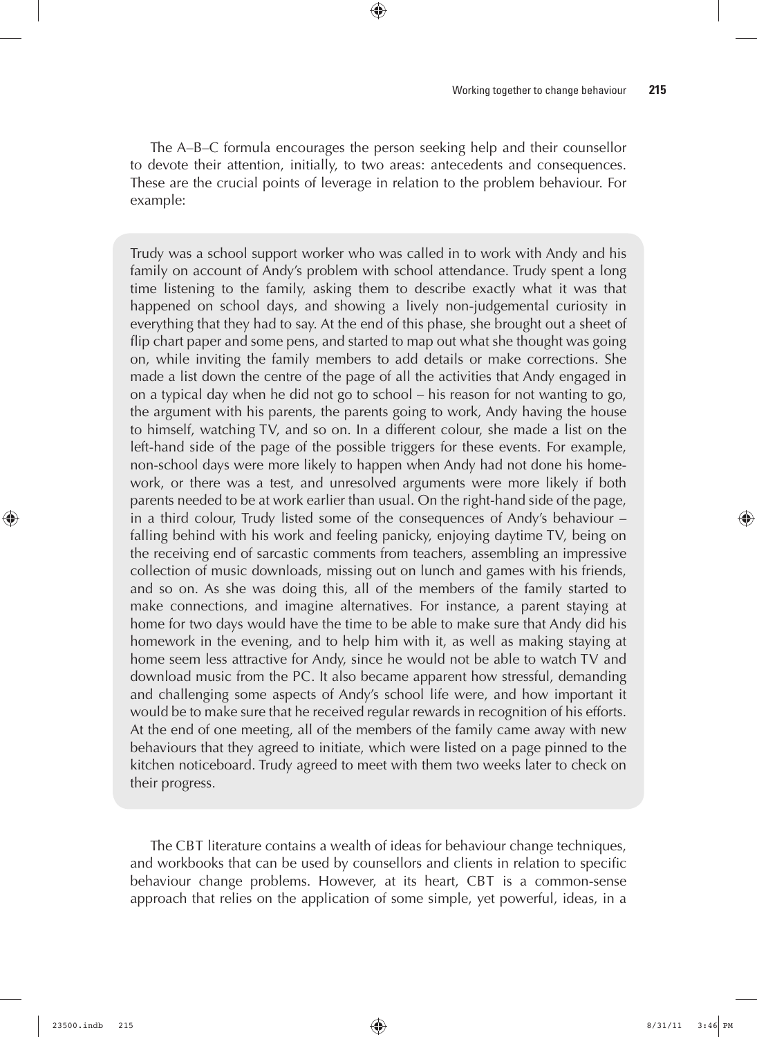The A–B–C formula encourages the person seeking help and their counsellor to devote their attention, initially, to two areas: antecedents and consequences. These are the crucial points of leverage in relation to the problem behaviour. For example:

> Trudy was a school support worker who was called in to work with Andy and his family on account of Andy's problem with school attendance. Trudy spent a long time listening to the family, asking them to describe exactly what it was that happened on school days, and showing a lively non-judgemental curiosity in everything that they had to say. At the end of this phase, she brought out a sheet of flip chart paper and some pens, and started to map out what she thought was going on, while inviting the family members to add details or make corrections. She made a list down the centre of the page of all the activities that Andy engaged in on a typical day when he did not go to school – his reason for not wanting to go, the argument with his parents, the parents going to work, Andy having the house to himself, watching TV, and so on. In a different colour, she made a list on the left-hand side of the page of the possible triggers for these events. For example, non-school days were more likely to happen when Andy had not done his homework, or there was a test, and unresolved arguments were more likely if both parents needed to be at work earlier than usual. On the right-hand side of the page, in a third colour, Trudy listed some of the consequences of Andy's behaviour – falling behind with his work and feeling panicky, enjoying daytime TV, being on the receiving end of sarcastic comments from teachers, assembling an impressive collection of music downloads, missing out on lunch and games with his friends, and so on. As she was doing this, all of the members of the family started to make connections, and imagine alternatives. For instance, a parent staying at home for two days would have the time to be able to make sure that Andy did his homework in the evening, and to help him with it, as well as making staying at home seem less attractive for Andy, since he would not be able to watch TV and download music from the PC. It also became apparent how stressful, demanding and challenging some aspects of Andy's school life were, and how important it would be to make sure that he received regular rewards in recognition of his efforts. At the end of one meeting, all of the members of the family came away with new behaviours that they agreed to initiate, which were listed on a page pinned to the kitchen noticeboard. Trudy agreed to meet with them two weeks later to check on their progress.

The CBT literature contains a wealth of ideas for behaviour change techniques, and workbooks that can be used by counsellors and clients in relation to specific behaviour change problems. However, at its heart, CBT is a common-sense approach that relies on the application of some simple, yet powerful, ideas, in a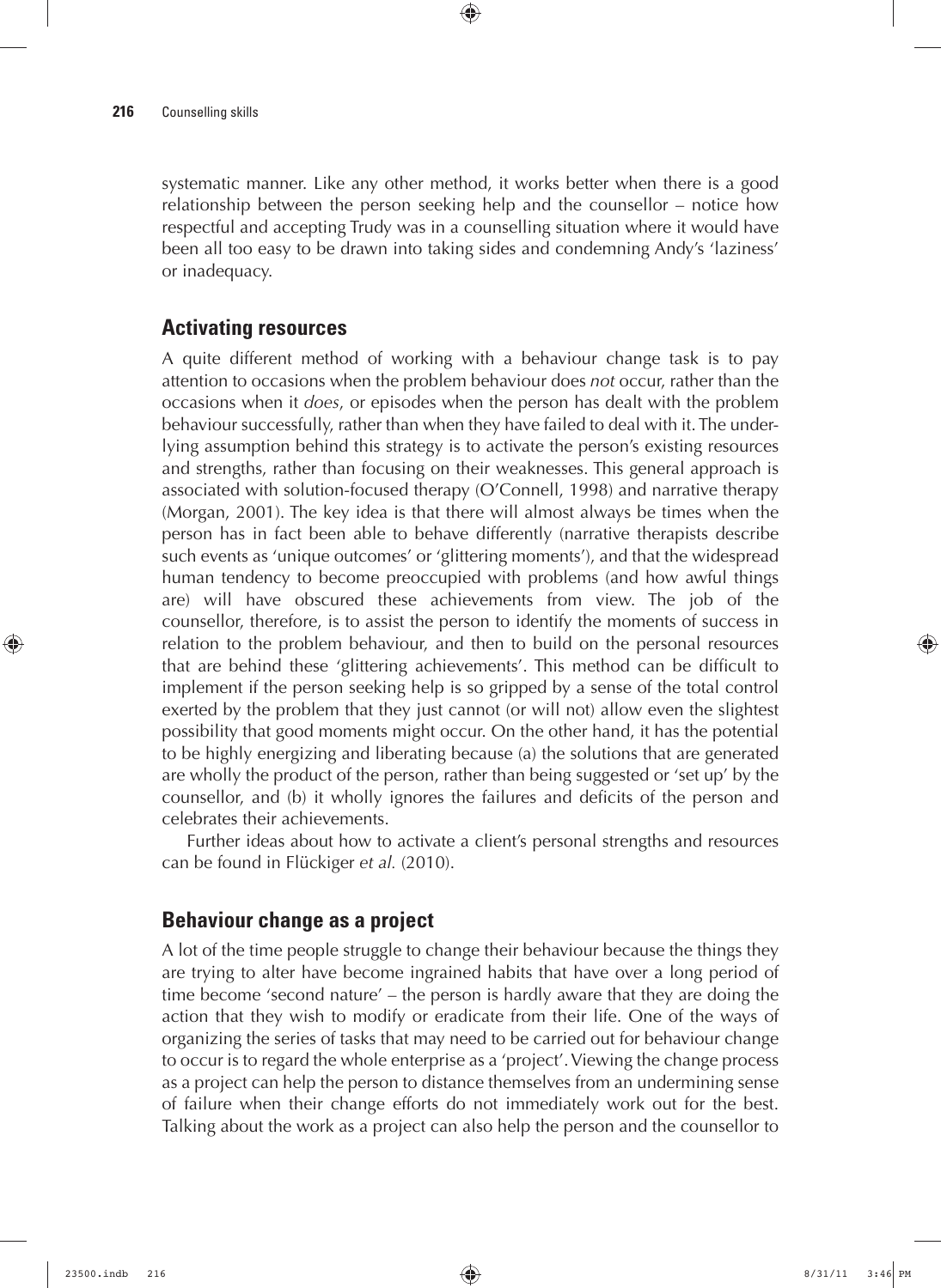systematic manner. Like any other method, it works better when there is a good relationship between the person seeking help and the counsellor – notice how respectful and accepting Trudy was in a counselling situation where it would have been all too easy to be drawn into taking sides and condemning Andy's 'laziness' or inadequacy.

## Activating resources

A quite different method of working with a behaviour change task is to pay attention to occasions when the problem behaviour does *not* occur, rather than the occasions when it *does*, or episodes when the person has dealt with the problem behaviour successfully, rather than when they have failed to deal with it. The underlying assumption behind this strategy is to activate the person's existing resources and strengths, rather than focusing on their weaknesses. This general approach is associated with solution-focused therapy (O'Connell, 1998) and narrative therapy (Morgan, 2001). The key idea is that there will almost always be times when the person has in fact been able to behave differently (narrative therapists describe such events as 'unique outcomes' or 'glittering moments'), and that the widespread human tendency to become preoccupied with problems (and how awful things are) will have obscured these achievements from view. The job of the counsellor, therefore, is to assist the person to identify the moments of success in relation to the problem behaviour, and then to build on the personal resources that are behind these 'glittering achievements'. This method can be difficult to implement if the person seeking help is so gripped by a sense of the total control exerted by the problem that they just cannot (or will not) allow even the slightest possibility that good moments might occur. On the other hand, it has the potential to be highly energizing and liberating because (a) the solutions that are generated are wholly the product of the person, rather than being suggested or 'set up' by the counsellor, and (b) it wholly ignores the failures and deficits of the person and celebrates their achievements.

Further ideas about how to activate a client's personal strengths and resources can be found in Flückiger *et al.* (2010).

## Behaviour change as a project

A lot of the time people struggle to change their behaviour because the things they are trying to alter have become ingrained habits that have over a long period of time become 'second nature' – the person is hardly aware that they are doing the action that they wish to modify or eradicate from their life. One of the ways of organizing the series of tasks that may need to be carried out for behaviour change to occur is to regard the whole enterprise as a 'project'. Viewing the change process as a project can help the person to distance themselves from an undermining sense of failure when their change efforts do not immediately work out for the best. Talking about the work as a project can also help the person and the counsellor to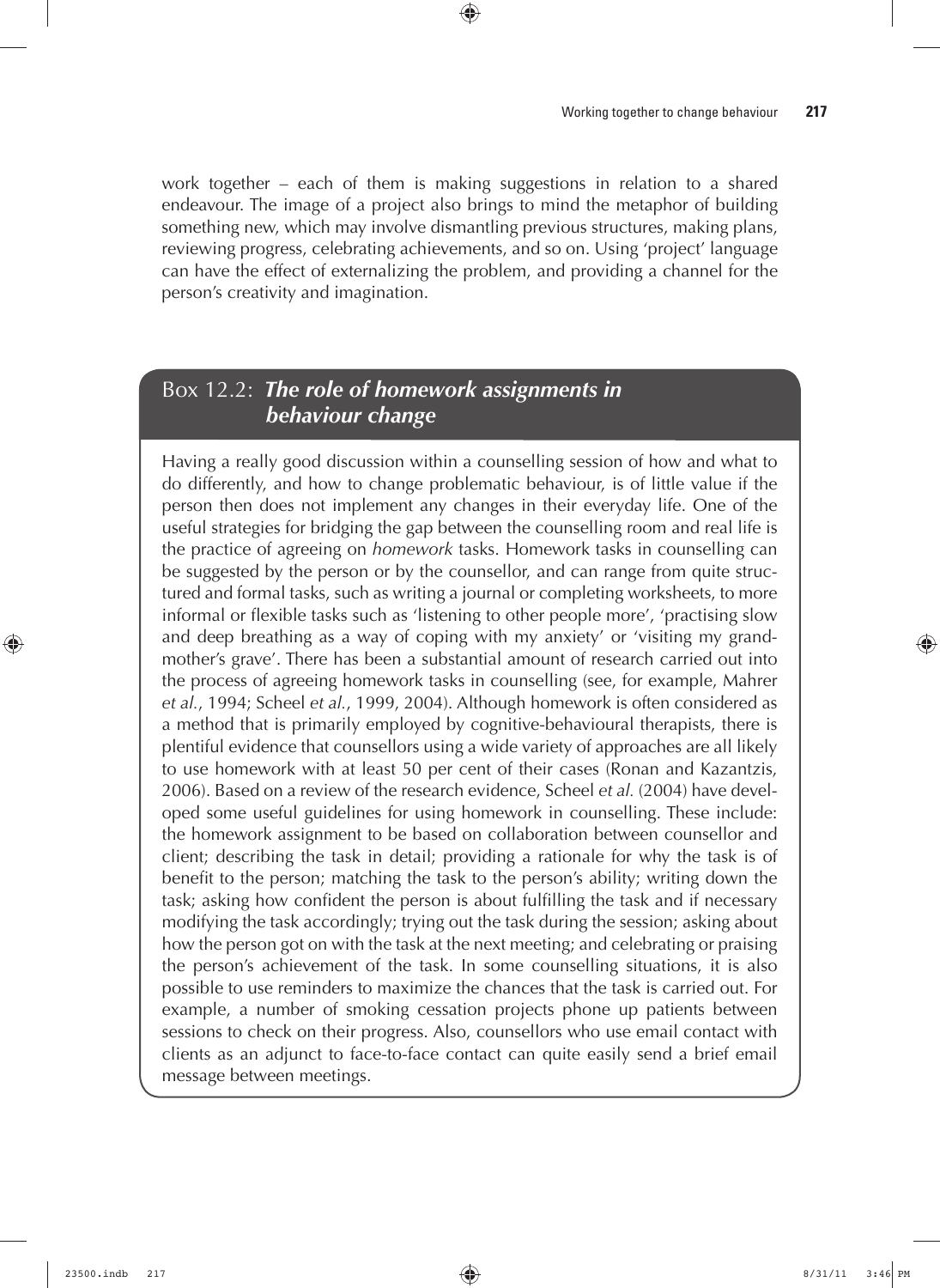work together – each of them is making suggestions in relation to a shared endeavour. The image of a project also brings to mind the metaphor of building something new, which may involve dismantling previous structures, making plans, reviewing progress, celebrating achievements, and so on. Using 'project' language can have the effect of externalizing the problem, and providing a channel for the person's creativity and imagination.

## Box 12.2: *The role of homework assignments in behaviour change*

Having a really good discussion within a counselling session of how and what to do differently, and how to change problematic behaviour, is of little value if the person then does not implement any changes in their everyday life. One of the useful strategies for bridging the gap between the counselling room and real life is the practice of agreeing on *homework* tasks. Homework tasks in counselling can be suggested by the person or by the counsellor, and can range from quite structured and formal tasks, such as writing a journal or completing worksheets, to more informal or flexible tasks such as 'listening to other people more', 'practising slow and deep breathing as a way of coping with my anxiety' or 'visiting my grandmother's grave'. There has been a substantial amount of research carried out into the process of agreeing homework tasks in counselling (see, for example, Mahrer *et al.*, 1994; Scheel *et al.*, 1999, 2004). Although homework is often considered as a method that is primarily employed by cognitive-behavioural therapists, there is plentiful evidence that counsellors using a wide variety of approaches are all likely to use homework with at least 50 per cent of their cases (Ronan and Kazantzis, 2006). Based on a review of the research evidence, Scheel *et al.* (2004) have developed some useful guidelines for using homework in counselling. These include: the homework assignment to be based on collaboration between counsellor and client; describing the task in detail; providing a rationale for why the task is of benefit to the person; matching the task to the person's ability; writing down the task; asking how confident the person is about fulfilling the task and if necessary modifying the task accordingly; trying out the task during the session; asking about how the person got on with the task at the next meeting; and celebrating or praising the person's achievement of the task. In some counselling situations, it is also possible to use reminders to maximize the chances that the task is carried out. For example, a number of smoking cessation projects phone up patients between sessions to check on their progress. Also, counsellors who use email contact with clients as an adjunct to face-to-face contact can quite easily send a brief email message between meetings.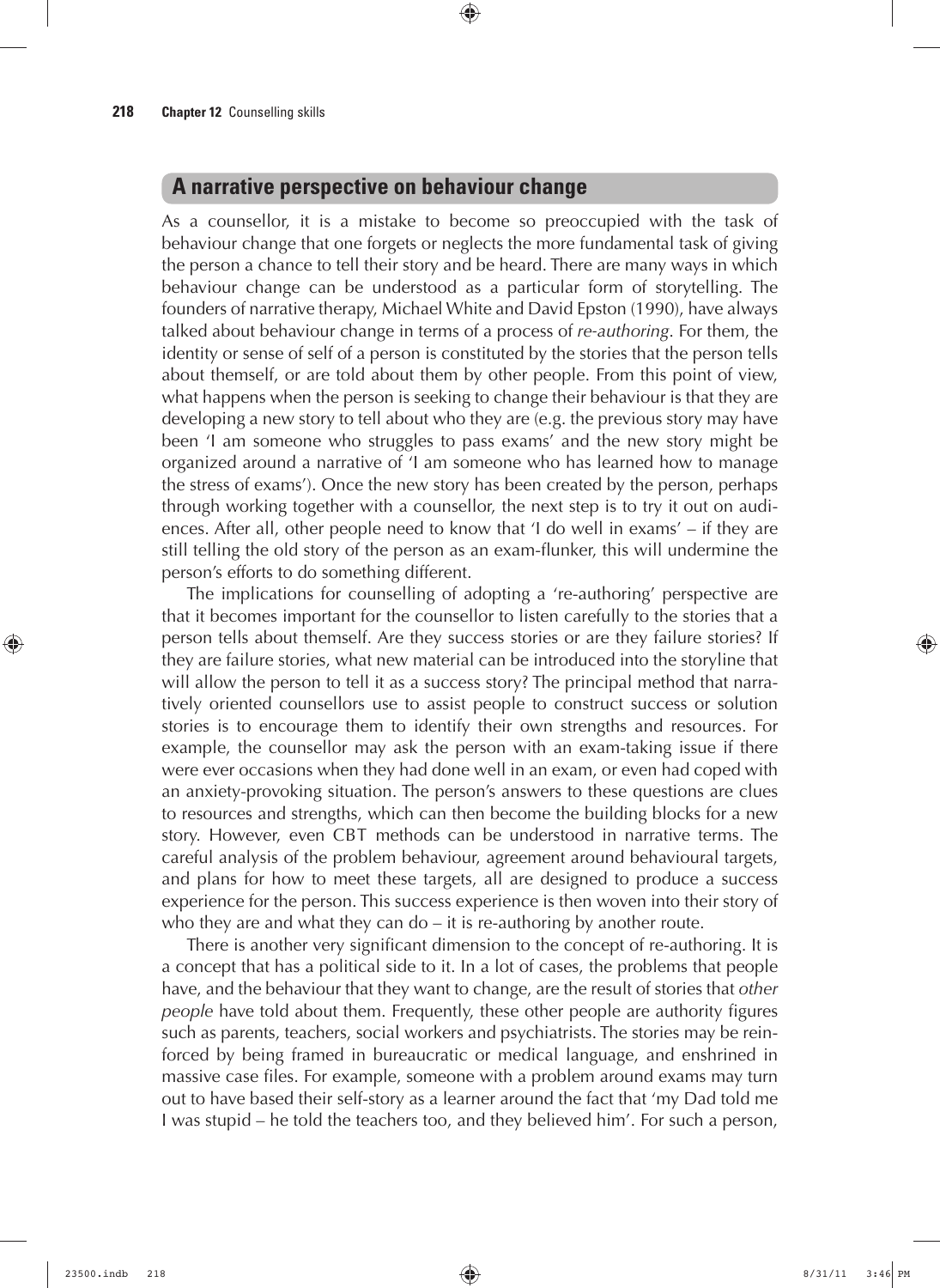## A narrative perspective on behaviour change

As a counsellor, it is a mistake to become so preoccupied with the task of behaviour change that one forgets or neglects the more fundamental task of giving the person a chance to tell their story and be heard. There are many ways in which behaviour change can be understood as a particular form of storytelling. The founders of narrative therapy, Michael White and David Epston (1990), have always talked about behaviour change in terms of a process of *re-authoring*. For them, the identity or sense of self of a person is constituted by the stories that the person tells about themself, or are told about them by other people. From this point of view, what happens when the person is seeking to change their behaviour is that they are developing a new story to tell about who they are (e.g. the previous story may have been 'I am someone who struggles to pass exams' and the new story might be organized around a narrative of 'I am someone who has learned how to manage the stress of exams'). Once the new story has been created by the person, perhaps through working together with a counsellor, the next step is to try it out on audiences. After all, other people need to know that 'I do well in exams' – if they are still telling the old story of the person as an exam-flunker, this will undermine the person's efforts to do something different.

The implications for counselling of adopting a 're-authoring' perspective are that it becomes important for the counsellor to listen carefully to the stories that a person tells about themself. Are they success stories or are they failure stories? If they are failure stories, what new material can be introduced into the storyline that will allow the person to tell it as a success story? The principal method that narratively oriented counsellors use to assist people to construct success or solution stories is to encourage them to identify their own strengths and resources. For example, the counsellor may ask the person with an exam-taking issue if there were ever occasions when they had done well in an exam, or even had coped with an anxiety-provoking situation. The person's answers to these questions are clues to resources and strengths, which can then become the building blocks for a new story. However, even CBT methods can be understood in narrative terms. The careful analysis of the problem behaviour, agreement around behavioural targets, and plans for how to meet these targets, all are designed to produce a success experience for the person. This success experience is then woven into their story of who they are and what they can do – it is re-authoring by another route.

There is another very significant dimension to the concept of re-authoring. It is a concept that has a political side to it. In a lot of cases, the problems that people have, and the behaviour that they want to change, are the result of stories that *other people* have told about them. Frequently, these other people are authority figures such as parents, teachers, social workers and psychiatrists. The stories may be reinforced by being framed in bureaucratic or medical language, and enshrined in massive case files. For example, someone with a problem around exams may turn out to have based their self-story as a learner around the fact that 'my Dad told me I was stupid – he told the teachers too, and they believed him'. For such a person,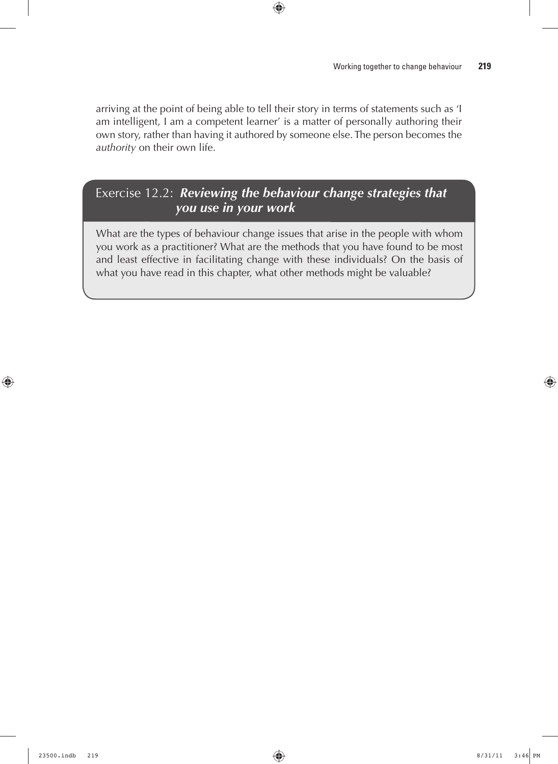arriving at the point of being able to tell their story in terms of statements such as 'I am intelligent, I am a competent learner' is a matter of personally authoring their own story, rather than having it authored by someone else. The person becomes the *authority* on their own life.

### Exercise 12.2: ***Reviewing the behaviour change strategies that you use in your work***

What are the types of behaviour change issues that arise in the people with whom you work as a practitioner? What are the methods that you have found to be most and least effective in facilitating change with these individuals? On the basis of what you have read in this chapter, what other methods might be valuable?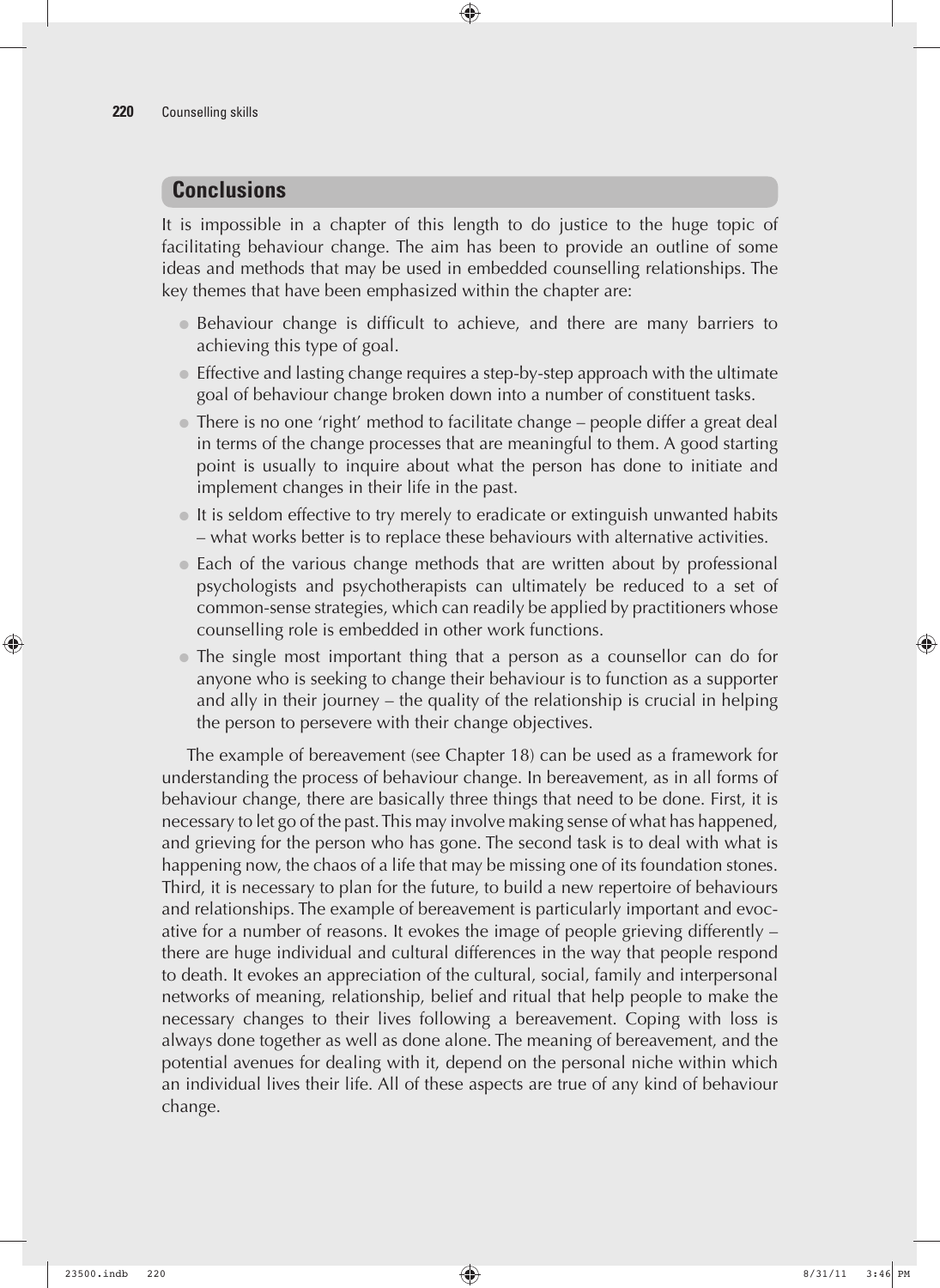## Conclusions

It is impossible in a chapter of this length to do justice to the huge topic of facilitating behaviour change. The aim has been to provide an outline of some ideas and methods that may be used in embedded counselling relationships. The key themes that have been emphasized within the chapter are:

- Behaviour change is difficult to achieve, and there are many barriers to achieving this type of goal.
- Effective and lasting change requires a step-by-step approach with the ultimate goal of behaviour change broken down into a number of constituent tasks.
- There is no one 'right' method to facilitate change – people differ a great deal in terms of the change processes that are meaningful to them. A good starting point is usually to inquire about what the person has done to initiate and implement changes in their life in the past.
- It is seldom effective to try merely to eradicate or extinguish unwanted habits – what works better is to replace these behaviours with alternative activities.
- Each of the various change methods that are written about by professional psychologists and psychotherapists can ultimately be reduced to a set of common-sense strategies, which can readily be applied by practitioners whose counselling role is embedded in other work functions.
- The single most important thing that a person as a counsellor can do for anyone who is seeking to change their behaviour is to function as a supporter and ally in their journey – the quality of the relationship is crucial in helping the person to persevere with their change objectives.

The example of bereavement (see Chapter 18) can be used as a framework for understanding the process of behaviour change. In bereavement, as in all forms of behaviour change, there are basically three things that need to be done. First, it is necessary to let go of the past. This may involve making sense of what has happened, and grieving for the person who has gone. The second task is to deal with what is happening now, the chaos of a life that may be missing one of its foundation stones. Third, it is necessary to plan for the future, to build a new repertoire of behaviours and relationships. The example of bereavement is particularly important and evocative for a number of reasons. It evokes the image of people grieving differently – there are huge individual and cultural differences in the way that people respond to death. It evokes an appreciation of the cultural, social, family and interpersonal networks of meaning, relationship, belief and ritual that help people to make the necessary changes to their lives following a bereavement. Coping with loss is always done together as well as done alone. The meaning of bereavement, and the potential avenues for dealing with it, depend on the personal niche within which an individual lives their life. All of these aspects are true of any kind of behaviour change.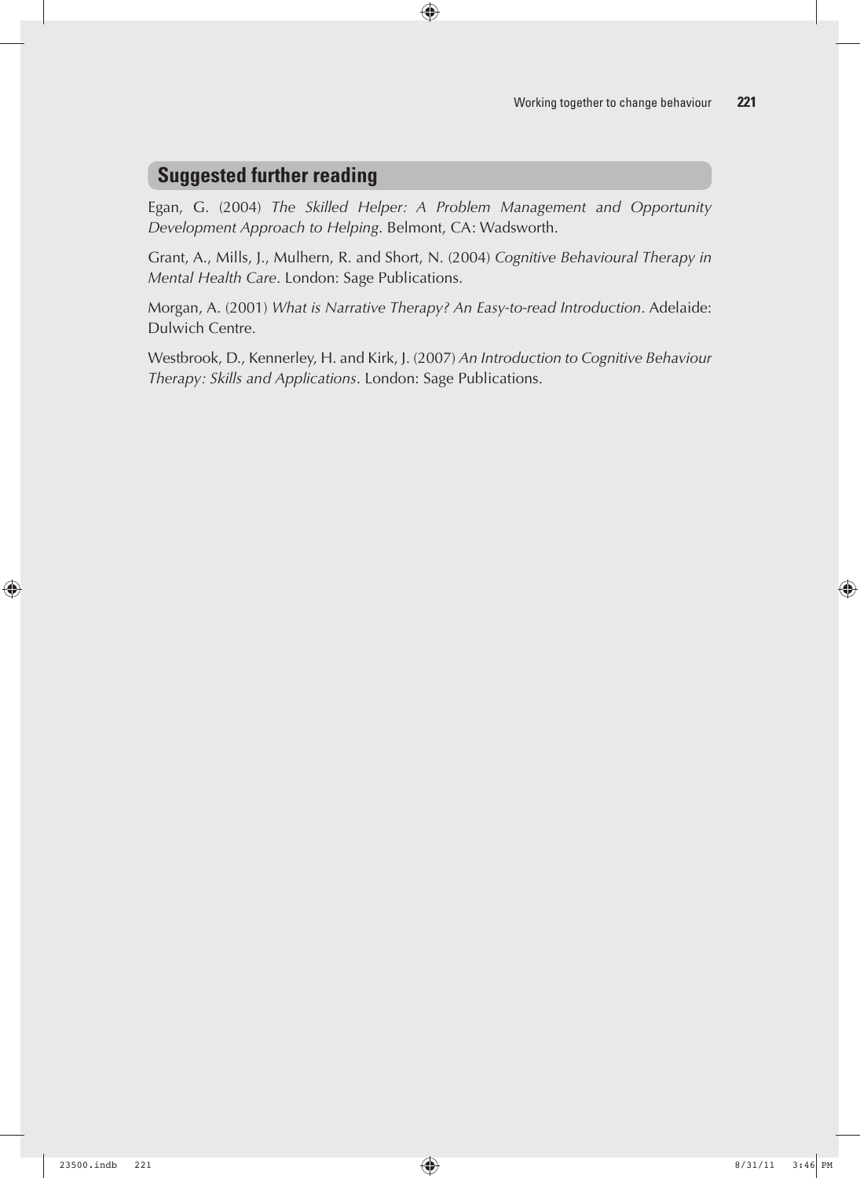## Suggested further reading

Egan, G. (2004) *The Skilled Helper: A Problem Management and Opportunity Development Approach to Helping*. Belmont, CA: Wadsworth.

Grant, A., Mills, J., Mulhern, R. and Short, N. (2004) *Cognitive Behavioural Therapy in Mental Health Care*. London: Sage Publications.

Morgan, A. (2001) *What is Narrative Therapy? An Easy-to-read Introduction*. Adelaide: Dulwich Centre.

Westbrook, D., Kennerley, H. and Kirk, J. (2007) *An Introduction to Cognitive Behaviour Therapy: Skills and Applications*. London: Sage Publications.